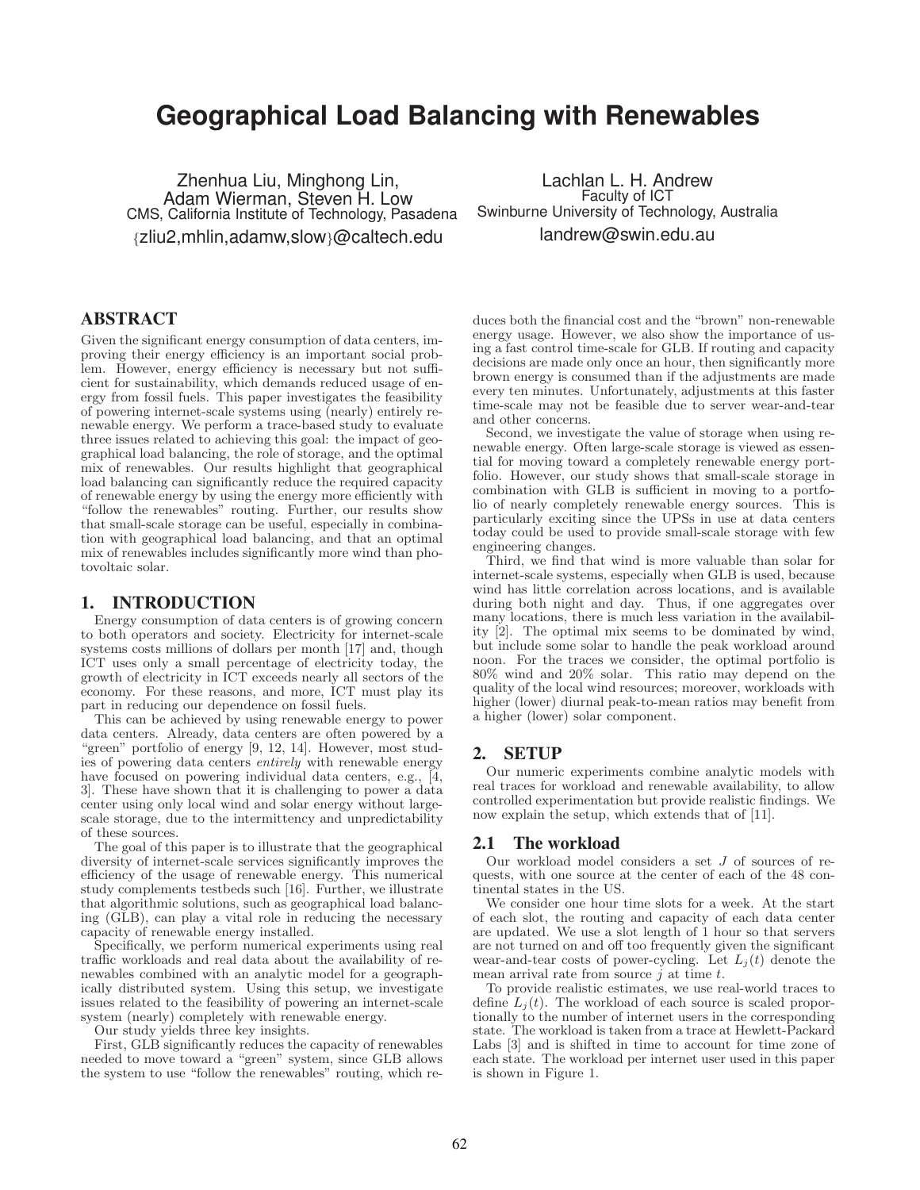# Geographical Load Balancing with Renewables

Zhenhua Liu, Minghong Lin, Adam Wierman, Steven H. Low
CMS, California Institute of Technology, Pasadena
{zliu2,mhlin,adamw,slow}@caltech.edu

Lachlan L. H. Andrew
Faculty of ICT
Swinburne University of Technology, Australia
landrew@swin.edu.au

## ABSTRACT

Given the significant energy consumption of data centers, improving their energy efficiency is an important social problem. However, energy efficiency is necessary but not sufficient for sustainability, which demands reduced usage of energy from fossil fuels. This paper investigates the feasibility of powering internet-scale systems using (nearly) entirely renewable energy. We perform a trace-based study to evaluate three issues related to achieving this goal: the impact of geographical load balancing, the role of storage, and the optimal mix of renewables. Our results highlight that geographical load balancing can significantly reduce the required capacity of renewable energy by using the energy more efficiently with "follow the renewables" routing. Further, our results show that small-scale storage can be useful, especially in combination with geographical load balancing, and that an optimal mix of renewables includes significantly more wind than photovoltaic solar.

## 1. INTRODUCTION

Energy consumption of data centers is of growing concern to both operators and society. Electricity for internet-scale systems costs millions of dollars per month [17] and, though ICT uses only a small percentage of electricity today, the growth of electricity in ICT exceeds nearly all sectors of the economy. For these reasons, and more, ICT must play its part in reducing our dependence on fossil fuels.

This can be achieved by using renewable energy to power data centers. Already, data centers are often powered by a "green" portfolio of energy [9, 12, 14]. However, most studies of powering data centers *entirely* with renewable energy have focused on powering individual data centers, e.g., [4, 3]. These have shown that it is challenging to power a data center using only local wind and solar energy without large-scale storage, due to the intermittency and unpredictability of these sources.

The goal of this paper is to illustrate that the geographical diversity of internet-scale services significantly improves the efficiency of the usage of renewable energy. This numerical study complements testbeds such [16]. Further, we illustrate that algorithmic solutions, such as geographical load balancing (GLB), can play a vital role in reducing the necessary capacity of renewable energy installed.

Specifically, we perform numerical experiments using real traffic workloads and real data about the availability of renewables combined with an analytic model for a geographically distributed system. Using this setup, we investigate issues related to the feasibility of powering an internet-scale system (nearly) completely with renewable energy.

Our study yields three key insights.

First, GLB significantly reduces the capacity of renewables needed to move toward a "green" system, since GLB allows the system to use "follow the renewables" routing, which reduces both the financial cost and the "brown" non-renewable energy usage. However, we also show the importance of using a fast control time-scale for GLB. If routing and capacity decisions are made only once an hour, then significantly more brown energy is consumed than if the adjustments are made every ten minutes. Unfortunately, adjustments at this faster time-scale may not be feasible due to server wear-and-tear and other concerns.

Second, we investigate the value of storage when using renewable energy. Often large-scale storage is viewed as essential for moving toward a completely renewable energy portfolio. However, our study shows that small-scale storage in combination with GLB is sufficient in moving to a portfolio of nearly completely renewable energy sources. This is particularly exciting since the UPSs in use at data centers today could be used to provide small-scale storage with few engineering changes.

Third, we find that wind is more valuable than solar for internet-scale systems, especially when GLB is used, because wind has little correlation across locations, and is available during both night and day. Thus, if one aggregates over many locations, there is much less variation in the availability [2]. The optimal mix seems to be dominated by wind, but include some solar to handle the peak workload around noon. For the traces we consider, the optimal portfolio is 80% wind and 20% solar. This ratio may depend on the quality of the local wind resources; moreover, workloads with higher (lower) diurnal peak-to-mean ratios may benefit from a higher (lower) solar component.

## 2. SETUP

Our numeric experiments combine analytic models with real traces for workload and renewable availability, to allow controlled experimentation but provide realistic findings. We now explain the setup, which extends that of [11].

### 2.1 The workload

Our workload model considers a set $J$ of sources of requests, with one source at the center of each of the 48 continental states in the US.

We consider one hour time slots for a week. At the start of each slot, the routing and capacity of each data center are updated. We use a slot length of 1 hour so that servers are not turned on and off too frequently given the significant wear-and-tear costs of power-cycling. Let $L_j(t)$ denote the mean arrival rate from source $j$ at time $t$.

To provide realistic estimates, we use real-world traces to define $L_j(t)$. The workload of each source is scaled proportionally to the number of internet users in the corresponding state. The workload is taken from a trace at Hewlett-Packard Labs [3] and is shifted in time to account for time zone of each state. The workload per internet user used in this paper is shown in Figure 1.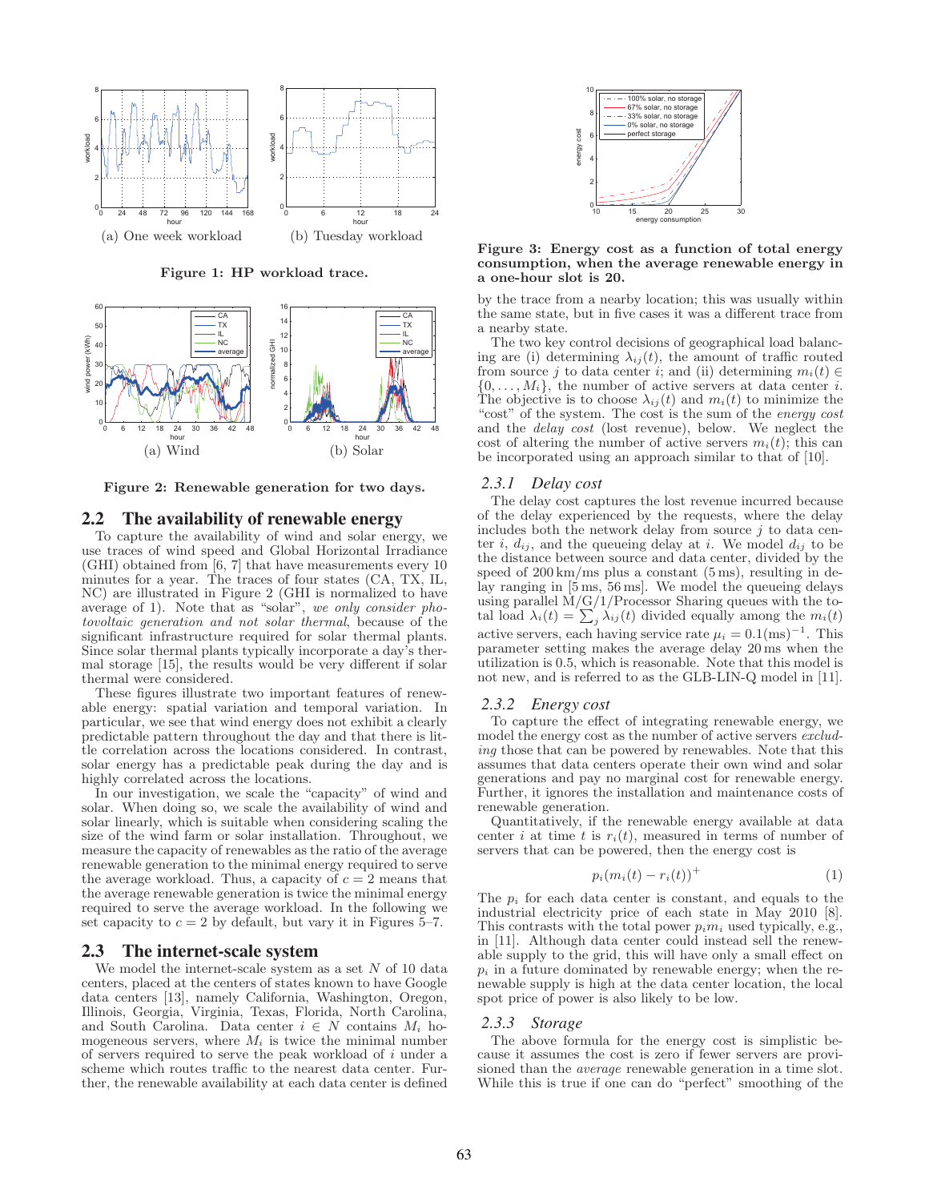(a) One week workload

(b) Tuesday workload

**Figure 1: HP workload trace.**

(a) Wind

(b) Solar

**Figure 2: Renewable generation for two days.**

## 2.2 The availability of renewable energy

To capture the availability of wind and solar energy, we use traces of wind speed and Global Horizontal Irradiance (GHI) obtained from [6, 7] that have measurements every 10 minutes for a year. The traces of four states (CA, TX, IL, NC) are illustrated in Figure 2 (GHI is normalized to have average of 1). Note that as "solar", *we only consider photovoltaic generation and not solar thermal*, because of the significant infrastructure required for solar thermal plants. Since solar thermal plants typically incorporate a day's thermal storage [15], the results would be very different if solar thermal were considered.

These figures illustrate two important features of renewable energy: spatial variation and temporal variation. In particular, we see that wind energy does not exhibit a clearly predictable pattern throughout the day and that there is little correlation across the locations considered. In contrast, solar energy has a predictable peak during the day and is highly correlated across the locations.

In our investigation, we scale the "capacity" of wind and solar. When doing so, we scale the availability of wind and solar linearly, which is suitable when considering scaling the size of the wind farm or solar installation. Throughout, we measure the capacity of renewables as the ratio of the average renewable generation to the minimal energy required to serve the average workload. Thus, a capacity of $c = 2$ means that the average renewable generation is twice the minimal energy required to serve the average workload. In the following we set capacity to $c = 2$ by default, but vary it in Figures 5–7.

## 2.3 The internet-scale system

We model the internet-scale system as a set $N$ of 10 data centers, placed at the centers of states known to have Google data centers [13], namely California, Washington, Oregon, Illinois, Georgia, Virginia, Texas, Florida, North Carolina, and South Carolina. Data center $i \in N$ contains $M_i$ homogeneous servers, where $M_i$ is twice the minimal number of servers required to serve the peak workload of $i$ under a scheme which routes traffic to the nearest data center. Further, the renewable availability at each data center is defined by the trace from a nearby location; this was usually within the same state, but in five cases it was a different trace from a nearby state.

**Figure 3: Energy cost as a function of total energy consumption, when the average renewable energy in a one-hour slot is 20.**

The two key control decisions of geographical load balancing are (i) determining $\lambda_{ij}(t)$, the amount of traffic routed from source $j$ to data center $i$; and (ii) determining $m_i(t) \in \{0, \ldots, M_i\}$, the number of active servers at data center $i$. The objective is to choose $\lambda_{ij}(t)$ and $m_i(t)$ to minimize the "cost" of the system. The cost is the sum of the *energy cost* and the *delay cost* (lost revenue), below. We neglect the cost of altering the number of active servers $m_i(t)$; this can be incorporated using an approach similar to that of [10].

### 2.3.1 Delay cost

The delay cost captures the lost revenue incurred because of the delay experienced by the requests, where the delay includes both the network delay from source $j$ to data center $i$, $d_{ij}$, and the queueing delay at $i$. We model $d_{ij}$ to be the distance between source and data center, divided by the speed of 200 km/ms plus a constant (5 ms), resulting in delay ranging in [5 ms, 56 ms]. We model the queueing delays using parallel M/G/1/Processor Sharing queues with the total load $\lambda_i(t) = \sum_j \lambda_{ij}(t)$ divided equally among the $m_i(t)$ active servers, each having service rate $\mu_i = 0.1(\text{ms})^{-1}$. This parameter setting makes the average delay 20 ms when the utilization is 0.5, which is reasonable. Note that this model is not new, and is referred to as the GLB-LIN-Q model in [11].

### 2.3.2 Energy cost

To capture the effect of integrating renewable energy, we model the energy cost as the number of active servers *excluding* those that can be powered by renewables. Note that this assumes that data centers operate their own wind and solar generations and pay no marginal cost for renewable energy. Further, it ignores the installation and maintenance costs of renewable generation.

Quantitatively, if the renewable energy available at data center $i$ at time $t$ is $r_i(t)$, measured in terms of number of servers that can be powered, then the energy cost is

$$p_i(m_i(t) - r_i(t))^+ \tag{1}$$

The $p_i$ for each data center is constant, and equals to the industrial electricity price of each state in May 2010 [8]. This contrasts with the total power $p_i m_i$ used typically, e.g., in [11]. Although data center could instead sell the renewable supply to the grid, this will have only a small effect on $p_i$ in a future dominated by renewable energy; when the renewable supply is high at the data center location, the local spot price of power is also likely to be low.

### 2.3.3 Storage

The above formula for the energy cost is simplistic because it assumes the cost is zero if fewer servers are provisioned than the *average* renewable generation in a time slot. While this is true if one can do "perfect" smoothing of the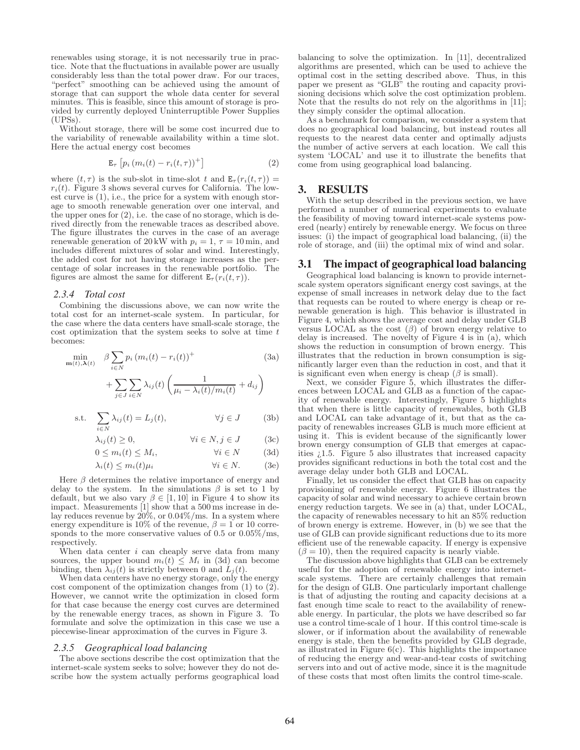renewables using storage, it is not necessarily true in practice. Note that the fluctuations in available power are usually considerably less than the total power draw. For our traces, "perfect" smoothing can be achieved using the amount of storage that can support the whole data center for several minutes. This is feasible, since this amount of storage is provided by currently deployed Uninterruptible Power Supplies (UPSs).

Without storage, there will be some cost incurred due to the variability of renewable availability within a time slot. Here the actual energy cost becomes

$$\mathtt{E}_\tau\left[p_i\left(m_i(t) - r_i(t,\tau)\right)^+\right] \tag{2}$$

where $(t,\tau)$ is the sub-slot in time-slot $t$ and $\mathtt{E}_\tau(r_i(t,\tau)) = r_i(t)$. Figure 3 shows several curves for California. The lowest curve is (1), i.e., the price for a system with enough storage to smooth renewable generation over one interval, and the upper ones for (2), i.e. the case of no storage, which is derived directly from the renewable traces as described above. The figure illustrates the curves in the case of an average renewable generation of 20 kW with $p_i = 1$, $\tau = 10$ min, and includes different mixtures of solar and wind. Interestingly, the added cost for not having storage increases as the percentage of solar increases in the renewable portfolio. The figures are almost the same for different $\mathtt{E}_\tau(r_i(t,\tau))$.

#### *2.3.4 Total cost*

Combining the discussions above, we can now write the total cost for an internet-scale system. In particular, for the case where the data centers have small-scale storage, the cost optimization that the system seeks to solve at time $t$ becomes:

$$\min_{\mathbf{m}(t),\boldsymbol{\lambda}(t)} \quad \beta\sum_{i\in N} p_i\left(m_i(t) - r_i(t)\right)^+ \tag{3a}$$

$$+ \sum_{j\in J}\sum_{i\in N}\lambda_{ij}(t)\left(\frac{1}{\mu_i - \lambda_i(t)/m_i(t)} + d_{ij}\right)$$

$$\text{s.t.} \quad \sum_{i\in N}\lambda_{ij}(t) = L_j(t), \qquad \forall j\in J \tag{3b}$$

$$\lambda_{ij}(t) \geq 0, \qquad \forall i\in N, j\in J \tag{3c}$$

$$0 \leq m_i(t) \leq M_i, \qquad \forall i\in N \tag{3d}$$

$$\lambda_i(t) \leq m_i(t)\mu_i \qquad \forall i\in N. \tag{3e}$$

Here $\beta$ determines the relative importance of energy and delay to the system. In the simulations $\beta$ is set to 1 by default, but we also vary $\beta \in [1,10]$ in Figure 4 to show its impact. Measurements [1] show that a 500 ms increase in delay reduces revenue by 20%, or 0.04%/ms. In a system where energy expenditure is 10% of the revenue, $\beta = 1$ or 10 corresponds to the more conservative values of 0.5 or 0.05%/ms, respectively.

When data center $i$ can cheaply serve data from many sources, the upper bound $m_i(t) \leq M_i$ in (3d) can become binding, then $\lambda_{ij}(t)$ is strictly between 0 and $L_j(t)$.

When data centers have no energy storage, only the energy cost component of the optimization changes from (1) to (2). However, we cannot write the optimization in closed form for that case because the energy cost curves are determined by the renewable energy traces, as shown in Figure 3. To formulate and solve the optimization in this case we use a piecewise-linear approximation of the curves in Figure 3.

#### *2.3.5 Geographical load balancing*

The above sections describe the cost optimization that the internet-scale system seeks to solve; however they do not describe how the system actually performs geographical load balancing to solve the optimization. In [11], decentralized algorithms are presented, which can be used to achieve the optimal cost in the setting described above. Thus, in this paper we present as "GLB" the routing and capacity provisioning decisions which solve the cost optimization problem. Note that the results do not rely on the algorithms in [11]; they simply consider the optimal allocation.

As a benchmark for comparison, we consider a system that does no geographical load balancing, but instead routes all requests to the nearest data center and optimally adjusts the number of active servers at each location. We call this system 'LOCAL' and use it to illustrate the benefits that come from using geographical load balancing.

## 3. RESULTS

With the setup described in the previous section, we have performed a number of numerical experiments to evaluate the feasibility of moving toward internet-scale systems powered (nearly) entirely by renewable energy. We focus on three issues: (i) the impact of geographical load balancing, (ii) the role of storage, and (iii) the optimal mix of wind and solar.

### 3.1 The impact of geographical load balancing

Geographical load balancing is known to provide internet-scale system operators significant energy cost savings, at the expense of small increases in network delay due to the fact that requests can be routed to where energy is cheap or renewable generation is high. This behavior is illustrated in Figure 4, which shows the average cost and delay under GLB versus LOCAL as the cost ($\beta$) of brown energy relative to delay is increased. The novelty of Figure 4 is in (a), which shows the reduction in consumption of brown energy. This illustrates that the reduction in brown consumption is significantly larger even than the reduction in cost, and that it is significant even when energy is cheap ($\beta$ is small).

Next, we consider Figure 5, which illustrates the differences between LOCAL and GLB as a function of the capacity of renewable energy. Interestingly, Figure 5 highlights that when there is little capacity of renewables, both GLB and LOCAL can take advantage of it, but that as the capacity of renewables increases GLB is much more efficient at using it. This is evident because of the significantly lower brown energy consumption of GLB that emerges at capacities ¿1.5. Figure 5 also illustrates that increased capacity provides significant reductions in both the total cost and the average delay under both GLB and LOCAL.

Finally, let us consider the effect that GLB has on capacity provisioning of renewable energy. Figure 6 illustrates the capacity of solar and wind necessary to achieve certain brown energy reduction targets. We see in (a) that, under LOCAL, the capacity of renewables necessary to hit an 85% reduction of brown energy is extreme. However, in (b) we see that the use of GLB can provide significant reductions due to its more efficient use of the renewable capacity. If energy is expensive ($\beta = 10$), then the required capacity is nearly viable.

The discussion above highlights that GLB can be extremely useful for the adoption of renewable energy into internet-scale systems. There are certainly challenges that remain for the design of GLB. One particularly important challenge is that of adjusting the routing and capacity decisions at a fast enough time scale to react to the availability of renewable energy. In particular, the plots we have described so far use a control time-scale of 1 hour. If this control time-scale is slower, or if information about the availability of renewable energy is stale, then the benefits provided by GLB degrade, as illustrated in Figure 6(c). This highlights the importance of reducing the energy and wear-and-tear costs of switching servers into and out of active mode, since it is the magnitude of these costs that most often limits the control time-scale.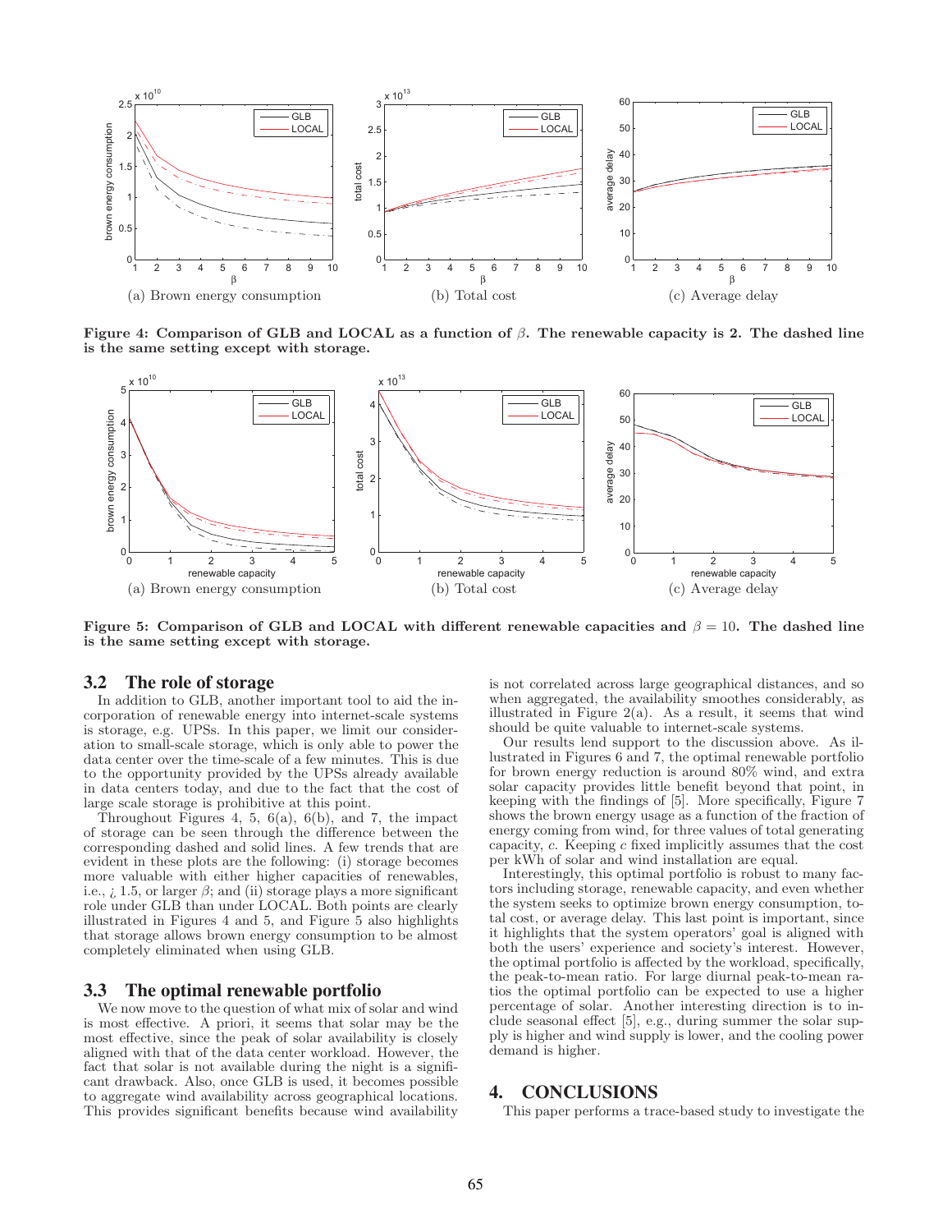(a) Brown energy consumption (b) Total cost (c) Average delay

**Figure 4: Comparison of GLB and LOCAL as a function of $\beta$. The renewable capacity is 2. The dashed line is the same setting except with storage.**

(a) Brown energy consumption (b) Total cost (c) Average delay

**Figure 5: Comparison of GLB and LOCAL with different renewable capacities and $\beta = 10$. The dashed line is the same setting except with storage.**

### 3.2 The role of storage

In addition to GLB, another important tool to aid the incorporation of renewable energy into internet-scale systems is storage, e.g. UPSs. In this paper, we limit our consideration to small-scale storage, which is only able to power the data center over the time-scale of a few minutes. This is due to the opportunity provided by the UPSs already available in data centers today, and due to the fact that the cost of large scale storage is prohibitive at this point.

Throughout Figures 4, 5, 6(a), 6(b), and 7, the impact of storage can be seen through the difference between the corresponding dashed and solid lines. A few trends that are evident in these plots are the following: (i) storage becomes more valuable with either higher capacities of renewables, i.e., ¿ 1.5, or larger $\beta$; and (ii) storage plays a more significant role under GLB than under LOCAL. Both points are clearly illustrated in Figures 4 and 5, and Figure 5 also highlights that storage allows brown energy consumption to be almost completely eliminated when using GLB.

### 3.3 The optimal renewable portfolio

We now move to the question of what mix of solar and wind is most effective. A priori, it seems that solar may be the most effective, since the peak of solar availability is closely aligned with that of the data center workload. However, the fact that solar is not available during the night is a significant drawback. Also, once GLB is used, it becomes possible to aggregate wind availability across geographical locations. This provides significant benefits because wind availability is not correlated across large geographical distances, and so when aggregated, the availability smoothes considerably, as illustrated in Figure 2(a). As a result, it seems that wind should be quite valuable to internet-scale systems.

Our results lend support to the discussion above. As illustrated in Figures 6 and 7, the optimal renewable portfolio for brown energy reduction is around 80% wind, and extra solar capacity provides little benefit beyond that point, in keeping with the findings of [5]. More specifically, Figure 7 shows the brown energy usage as a function of the fraction of energy coming from wind, for three values of total generating capacity, $c$. Keeping $c$ fixed implicitly assumes that the cost per kWh of solar and wind installation are equal.

Interestingly, this optimal portfolio is robust to many factors including storage, renewable capacity, and even whether the system seeks to optimize brown energy consumption, total cost, or average delay. This last point is important, since it highlights that the system operators' goal is aligned with both the users' experience and society's interest. However, the optimal portfolio is affected by the workload, specifically, the peak-to-mean ratio. For large diurnal peak-to-mean ratios the optimal portfolio can be expected to use a higher percentage of solar. Another interesting direction is to include seasonal effect [5], e.g., during summer the solar supply is higher and wind supply is lower, and the cooling power demand is higher.

## 4. CONCLUSIONS

This paper performs a trace-based study to investigate the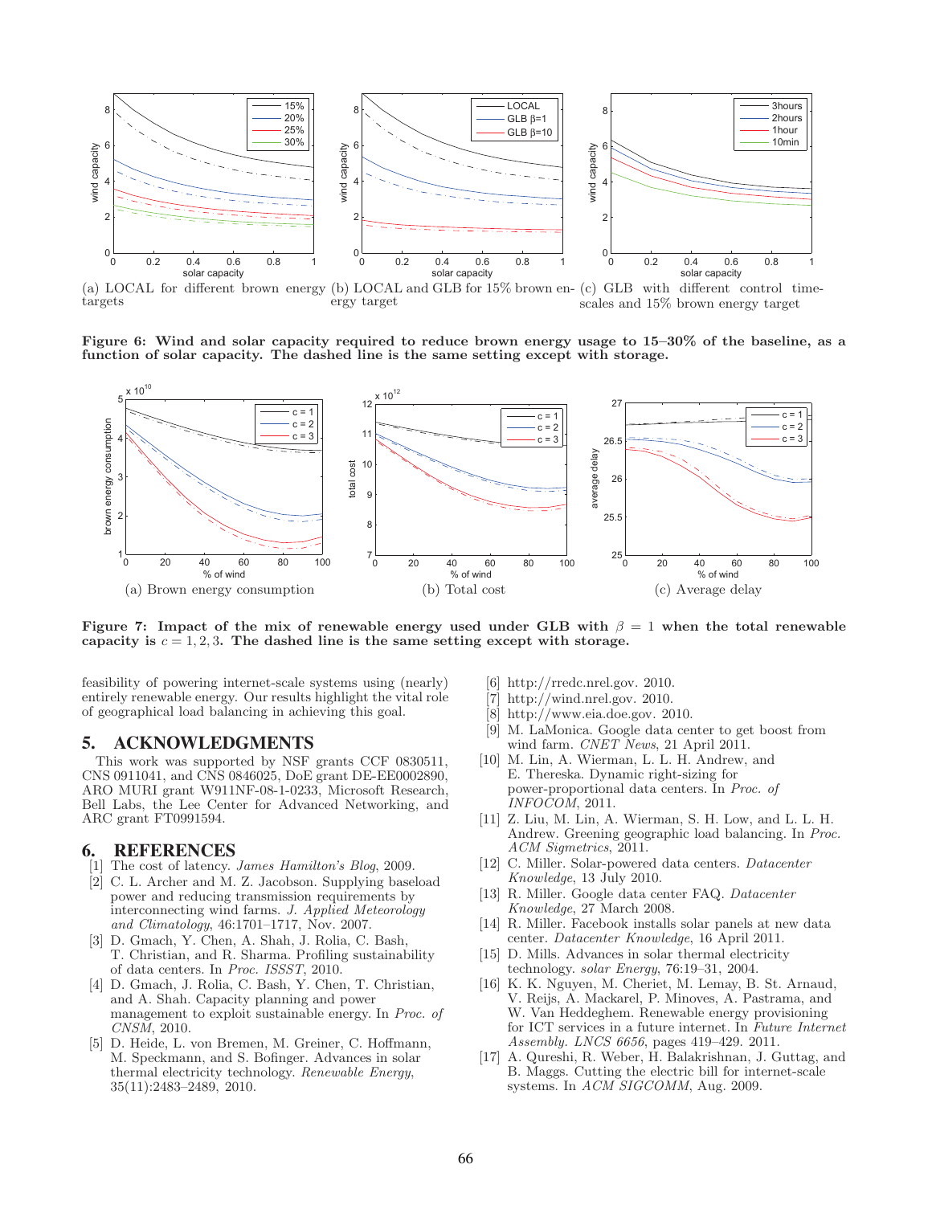wind capacity

8

6

4

2

0

0 0.2 0.4 0.6 0.8 1

solar capacity

15%
20%
25%
30%

(a) LOCAL for different brown energy targets

wind capacity

8

6

4

2

0

0 0.2 0.4 0.6 0.8 1

solar capacity

LOCAL
GLB β=1
GLB β=10

(b) LOCAL and GLB for 15% brown energy target

wind capacity

8

6

4

2

0

0 0.2 0.4 0.6 0.8 1

solar capacity

3hours
2hours
1hour
10min

(c) GLB with different control timescales and 15% brown energy target

**Figure 6: Wind and solar capacity required to reduce brown energy usage to 15–30% of the baseline, as a function of solar capacity. The dashed line is the same setting except with storage.**

x $10^{10}$

brown energy consumption

5

4

3

2

1

0 20 40 60 80 100

% of wind

c = 1
c = 2
c = 3

(a) Brown energy consumption

x $10^{12}$

total cost

12

11

10

9

8

7

0 20 40 60 80 100

% of wind

c = 1
c = 2
c = 3

(b) Total cost

average delay

27

26.5

26

25.5

25

0 20 40 60 80 100

% of wind

c = 1
c = 2
c = 3

(c) Average delay

**Figure 7: Impact of the mix of renewable energy used under GLB with $\beta = 1$ when the total renewable capacity is $c = 1, 2, 3$. The dashed line is the same setting except with storage.**

feasibility of powering internet-scale systems using (nearly) entirely renewable energy. Our results highlight the vital role of geographical load balancing in achieving this goal.

## 5. ACKNOWLEDGMENTS

This work was supported by NSF grants CCF 0830511, CNS 0911041, and CNS 0846025, DoE grant DE-EE0002890, ARO MURI grant W911NF-08-1-0233, Microsoft Research, Bell Labs, the Lee Center for Advanced Networking, and ARC grant FT0991594.

## 6. REFERENCES

[1] The cost of latency. *James Hamilton's Blog*, 2009.

[2] C. L. Archer and M. Z. Jacobson. Supplying baseload power and reducing transmission requirements by interconnecting wind farms. *J. Applied Meteorology and Climatology*, 46:1701–1717, Nov. 2007.

[3] D. Gmach, Y. Chen, A. Shah, J. Rolia, C. Bash, T. Christian, and R. Sharma. Profiling sustainability of data centers. In *Proc. ISSST*, 2010.

[4] D. Gmach, J. Rolia, C. Bash, Y. Chen, T. Christian, and A. Shah. Capacity planning and power management to exploit sustainable energy. In *Proc. of CNSM*, 2010.

[5] D. Heide, L. von Bremen, M. Greiner, C. Hoffmann, M. Speckmann, and S. Bofinger. Advances in solar thermal electricity technology. *Renewable Energy*, 35(11):2483–2489, 2010.

[6] http://rredc.nrel.gov. 2010.

[7] http://wind.nrel.gov. 2010.

[8] http://www.eia.doe.gov. 2010.

[9] M. LaMonica. Google data center to get boost from wind farm. *CNET News*, 21 April 2011.

[10] M. Lin, A. Wierman, L. L. H. Andrew, and E. Thereska. Dynamic right-sizing for power-proportional data centers. In *Proc. of INFOCOM*, 2011.

[11] Z. Liu, M. Lin, A. Wierman, S. H. Low, and L. L. H. Andrew. Greening geographic load balancing. In *Proc. ACM Sigmetrics*, 2011.

[12] C. Miller. Solar-powered data centers. *Datacenter Knowledge*, 13 July 2010.

[13] R. Miller. Google data center FAQ. *Datacenter Knowledge*, 27 March 2008.

[14] R. Miller. Facebook installs solar panels at new data center. *Datacenter Knowledge*, 16 April 2011.

[15] D. Mills. Advances in solar thermal electricity technology. *solar Energy*, 76:19–31, 2004.

[16] K. K. Nguyen, M. Cheriet, M. Lemay, B. St. Arnaud, V. Reijs, A. Mackarel, P. Minoves, A. Pastrama, and W. Van Heddeghem. Renewable energy provisioning for ICT services in a future internet. In *Future Internet Assembly. LNCS 6656*, pages 419–429. 2011.

[17] A. Qureshi, R. Weber, H. Balakrishnan, J. Guttag, and B. Maggs. Cutting the electric bill for internet-scale systems. In *ACM SIGCOMM*, Aug. 2009.